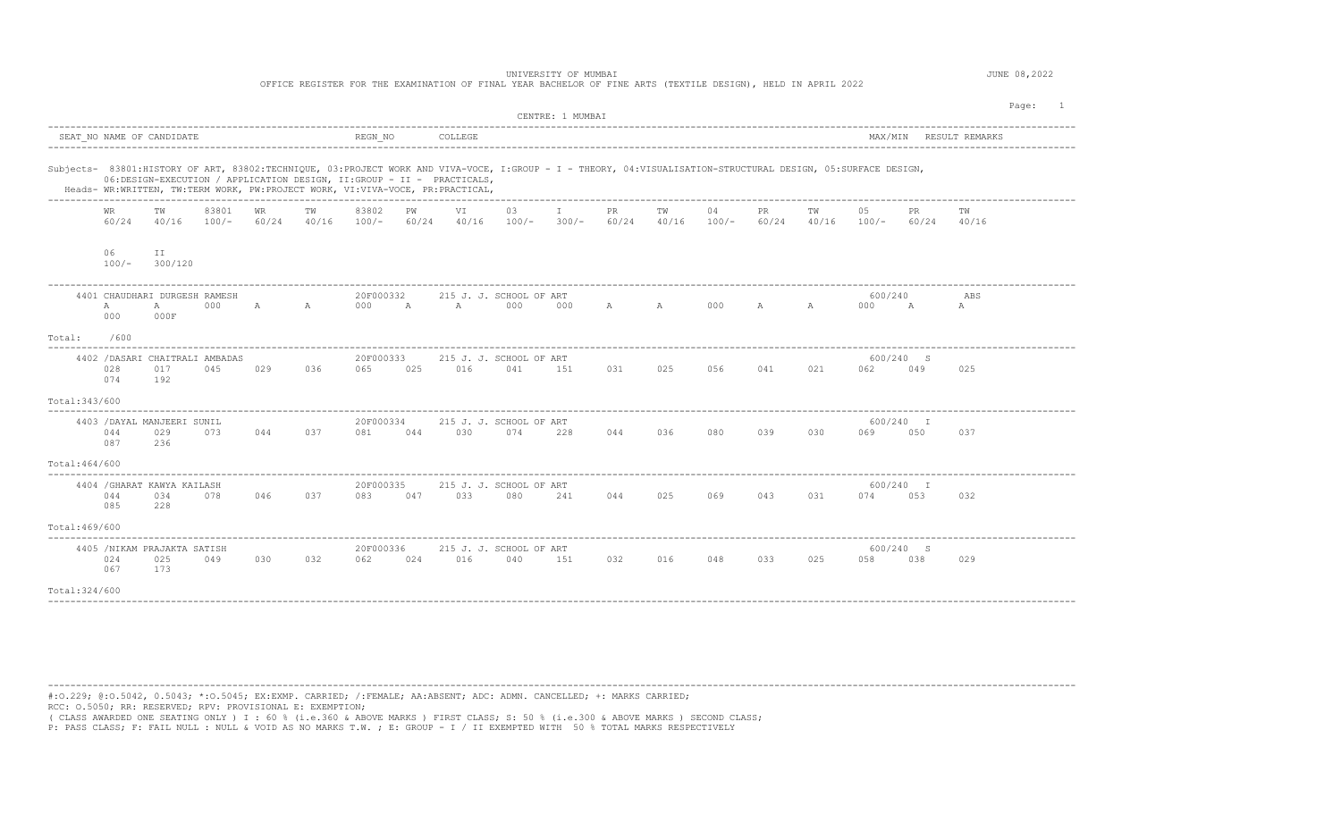UNIVERSITY OF MUMBAI

OFFICE REGISTER FOR THE EXAMINATION OF FINAL YEAR BACHELOR OF FINE ARTS (TEXTILE DESIGN), HELD IN APRIL 2022

JUNE 08,2022

CENTRE: 1 MUMBAI

Subjects- 83801:HISTORY OF ART, 83802:TECHNIQUE, 03:PROJECT WORK AND VIVA-VOCE, I:GROUP - I - THEORY, 04:VISUALISATION-STRUCTURAL DESIGN, 05:SURFACE DESIGN, 06:DESIGN-EXECUTION / APPLICATION DESIGN, II:GROUP - II - PRACTICALS,

Heads- WR:WRITTEN, TW:TERM WORK, PW:PROJECT WORK, VI:VIVA-VOCE, PR:PRACTICAL,

| SEAT_NO | NAME OF CANDIDATE | REGN_NO | COLLEGE | MAX/MIN | RESULT | REMARKS |
|---|---|---|---|---|---|---|
| 4401 | CHAUDHARI DURGESH RAMESH | 20F000332 | 215 J. J. SCHOOL OF ART | 600/240 | | ABS |
| 4402 | /DASARI CHAITRALI AMBADAS | 20F000333 | 215 J. J. SCHOOL OF ART | 600/240 | S | |
| 4403 | /DAYAL MANJEERI SUNIL | 20F000334 | 215 J. J. SCHOOL OF ART | 600/240 | I | |
| 4404 | /GHARAT KAWYA KAILASH | 20F000335 | 215 J. J. SCHOOL OF ART | 600/240 | I | |
| 4405 | /NIKAM PRAJAKTA SATISH | 20F000336 | 215 J. J. SCHOOL OF ART | 600/240 | S | |

| SEAT_NO | 83801 WR 60/24 | 83801 TW 40/16 | 83801 100/- | 83802 WR 60/24 | 83802 TW 40/16 | 83802 100/- | 03 PW 60/24 | 03 VI 40/16 | 03 100/- | I 300/- | 04 PR 60/24 | 04 TW 40/16 | 04 100/- | 05 PR 60/24 | 05 TW 40/16 | 05 100/- | 06 PR 60/24 | 06 TW 40/16 | 06 100/- | II 300/120 | Total |
|---|---|---|---|---|---|---|---|---|---|---|---|---|---|---|---|---|---|---|---|---|---|
| 4401 | A | A | 000 | A | A | 000 | A | A | 000 | 000 | A | A | 000 | A | A | 000 | A | A | 000 | 000F | /600 |
| 4402 | 028 | 017 | 045 | 029 | 036 | 065 | 025 | 016 | 041 | 151 | 031 | 025 | 056 | 041 | 021 | 062 | 049 | 025 | 074 | 192 | 343/600 |
| 4403 | 044 | 029 | 073 | 044 | 037 | 081 | 044 | 030 | 074 | 228 | 044 | 036 | 080 | 039 | 030 | 069 | 050 | 037 | 087 | 236 | 464/600 |
| 4404 | 044 | 034 | 078 | 046 | 037 | 083 | 047 | 033 | 080 | 241 | 044 | 025 | 069 | 043 | 031 | 074 | 053 | 032 | 085 | 228 | 469/600 |
| 4405 | 024 | 025 | 049 | 030 | 032 | 062 | 024 | 016 | 040 | 151 | 032 | 016 | 048 | 033 | 025 | 058 | 038 | 029 | 067 | 173 | 324/600 |

#:O.229; @:O.5042, 0.5043; *:O.5045; EX:EXMP. CARRIED; /:FEMALE; AA:ABSENT; ADC: ADMN. CANCELLED; +: MARKS CARRIED;
RCC: O.5050; RR: RESERVED; RPV: PROVISIONAL E: EXEMPTION;
( CLASS AWARDED ONE SEATING ONLY ) I : 60 % (i.e.360 & ABOVE MARKS ) FIRST CLASS; S: 50 % (i.e.300 & ABOVE MARKS ) SECOND CLASS;
P: PASS CLASS; F: FAIL NULL : NULL & VOID AS NO MARKS T.W. ; E: GROUP - I / II EXEMPTED WITH 50 % TOTAL MARKS RESPECTIVELY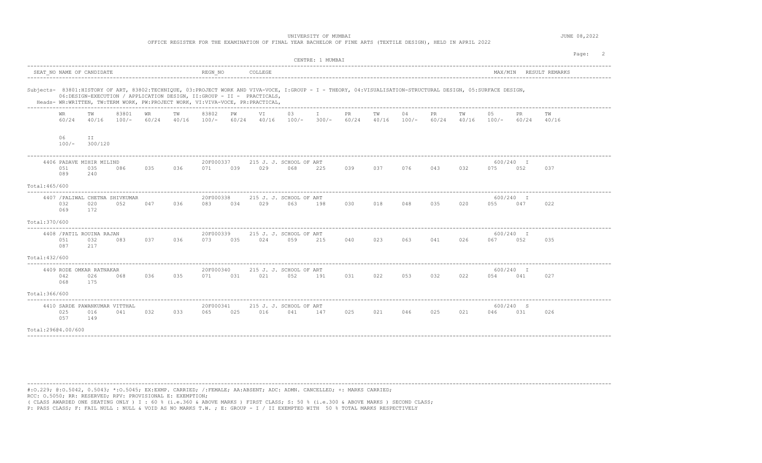UNIVERSITY OF MUMBAI

OFFICE REGISTER FOR THE EXAMINATION OF FINAL YEAR BACHELOR OF FINE ARTS (TEXTILE DESIGN), HELD IN APRIL 2022

JUNE 08,2022

CENTRE: 1 MUMBAI

SEAT_NO NAME OF CANDIDATE | REGN_NO | COLLEGE | MAX/MIN | RESULT REMARKS

Subjects- 83801:HISTORY OF ART, 83802:TECHNIQUE, 03:PROJECT WORK AND VIVA-VOCE, I:GROUP - I - THEORY, 04:VISUALISATION-STRUCTURAL DESIGN, 05:SURFACE DESIGN, 06:DESIGN-EXECUTION / APPLICATION DESIGN, II:GROUP - II - PRACTICALS,

Heads- WR:WRITTEN, TW:TERM WORK, PW:PROJECT WORK, VI:VIVA-VOCE, PR:PRACTICAL,

| WR 60/24 | TW 40/16 | 83801 100/- | WR 60/24 | TW 40/16 | 83802 100/- | PW 60/24 | VI 40/16 | 03 100/- | I 300/- | PR 60/24 | TW 40/16 | 04 100/- | PR 60/24 | TW 40/16 | 05 100/- | PR 60/24 | TW 40/16 | 06 100/- | II 300/120 |
|---|---|---|---|---|---|---|---|---|---|---|---|---|---|---|---|---|---|---|---|

| SEAT_NO | NAME OF CANDIDATE | REGN_NO | COLLEGE | MAX/MIN | RESULT |
|---|---|---|---|---|---|
| 4406 | PADAVE MIHIR MILIND | 20F000337 | 215 J. J. SCHOOL OF ART | 600/240 | I |
| 4407 | /PALIWAL CHETNA SHIVKUMAR | 20F000338 | 215 J. J. SCHOOL OF ART | 600/240 | I |
| 4408 | /PATIL ROUINA RAJAN | 20F000339 | 215 J. J. SCHOOL OF ART | 600/240 | I |
| 4409 | RODE OMKAR RATNAKAR | 20F000340 | 215 J. J. SCHOOL OF ART | 600/240 | I |
| 4410 | SARDE PAWANKUMAR VITTHAL | 20F000341 | 215 J. J. SCHOOL OF ART | 600/240 | S |

| SEAT_NO | WR 60/24 | TW 40/16 | 83801 100/- | WR 60/24 | TW 40/16 | 83802 100/- | PW 60/24 | VI 40/16 | 03 100/- | I 300/- | PR 60/24 | TW 40/16 | 04 100/- | PR 60/24 | TW 40/16 | 05 100/- | PR 60/24 | TW 40/16 | 06 100/- | II 300/120 | Total |
|---|---|---|---|---|---|---|---|---|---|---|---|---|---|---|---|---|---|---|---|---|---|
| 4406 | 051 | 035 | 086 | 035 | 036 | 071 | 039 | 029 | 068 | 225 | 039 | 037 | 076 | 043 | 032 | 075 | 052 | 037 | 089 | 240 | 465/600 |
| 4407 | 032 | 020 | 052 | 047 | 036 | 083 | 034 | 029 | 063 | 198 | 030 | 018 | 048 | 035 | 020 | 055 | 047 | 022 | 069 | 172 | 370/600 |
| 4408 | 051 | 032 | 083 | 037 | 036 | 073 | 035 | 024 | 059 | 215 | 040 | 023 | 063 | 041 | 026 | 067 | 052 | 035 | 087 | 217 | 432/600 |
| 4409 | 042 | 026 | 068 | 036 | 035 | 071 | 031 | 021 | 052 | 191 | 031 | 022 | 053 | 032 | 022 | 054 | 041 | 027 | 068 | 175 | 366/600 |
| 4410 | 025 | 016 | 041 | 032 | 033 | 065 | 025 | 016 | 041 | 147 | 025 | 021 | 046 | 025 | 021 | 046 | 031 | 026 | 057 | 149 | 296@4.00/600 |

#:O.229; @:O.5042, 0.5043; *:O.5045; EX:EXMP. CARRIED; /:FEMALE; AA:ABSENT; ADC: ADMN. CANCELLED; +: MARKS CARRIED;
RCC: O.5050; RR: RESERVED; RPV: PROVISIONAL E: EXEMPTION;
( CLASS AWARDED ONE SEATING ONLY ) I : 60 % (i.e.360 & ABOVE MARKS ) FIRST CLASS; S: 50 % (i.e.300 & ABOVE MARKS ) SECOND CLASS;
P: PASS CLASS; F: FAIL NULL : NULL & VOID AS NO MARKS T.W. ; E: GROUP - I / II EXEMPTED WITH 50 % TOTAL MARKS RESPECTIVELY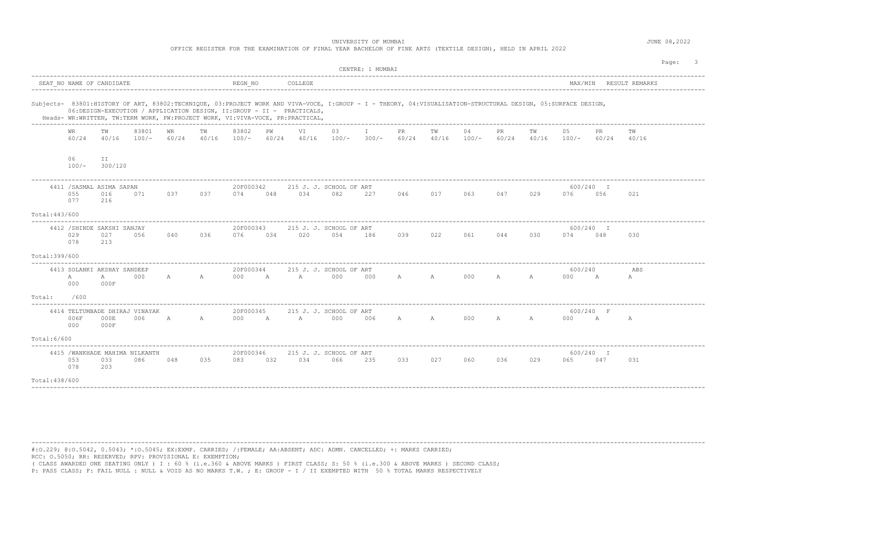UNIVERSITY OF MUMBAI

OFFICE REGISTER FOR THE EXAMINATION OF FINAL YEAR BACHELOR OF FINE ARTS (TEXTILE DESIGN), HELD IN APRIL 2022

JUNE 08,2022

CENTRE: 1 MUMBAI

SEAT_NO NAME OF CANDIDATE | REGN_NO | COLLEGE | MAX/MIN | RESULT REMARKS

Subjects- 83801:HISTORY OF ART, 83802:TECHNIQUE, 03:PROJECT WORK AND VIVA-VOCE, I:GROUP - I - THEORY, 04:VISUALISATION-STRUCTURAL DESIGN, 05:SURFACE DESIGN, 06:DESIGN-EXECUTION / APPLICATION DESIGN, II:GROUP - II - PRACTICALS,

Heads- WR:WRITTEN, TW:TERM WORK, PW:PROJECT WORK, VI:VIVA-VOCE, PR:PRACTICAL,

| WR | TW | 83801 | WR | TW | 83802 | PW | VI | 03 | I | PR | TW | 04 | PR | TW | 05 | PR | TW |
|---|---|---|---|---|---|---|---|---|---|---|---|---|---|---|---|---|---|
| 60/24 | 40/16 | 100/- | 60/24 | 40/16 | 100/- | 60/24 | 40/16 | 100/- | 300/- | 60/24 | 40/16 | 100/- | 60/24 | 40/16 | 100/- | 60/24 | 40/16 |
| 06 | II | | | | | | | | | | | | | | | | |
| 100/- | 300/120 | | | | | | | | | | | | | | | | |

4411 /SASMAL ASIMA SAPAN — 20F000342 — 215 J. J. SCHOOL OF ART — 600/240 I

| | | | | | | | | | | | | | | | | | |
|---|---|---|---|---|---|---|---|---|---|---|---|---|---|---|---|---|---|
| 055 | 016 | 071 | 037 | 037 | 074 | 048 | 034 | 082 | 227 | 046 | 017 | 063 | 047 | 029 | 076 | 056 | 021 |
| 077 | 216 | | | | | | | | | | | | | | | | |

Total:443/600

4412 /SHINDE SAKSHI SANJAY — 20F000343 — 215 J. J. SCHOOL OF ART — 600/240 I

| | | | | | | | | | | | | | | | | | |
|---|---|---|---|---|---|---|---|---|---|---|---|---|---|---|---|---|---|
| 029 | 027 | 056 | 040 | 036 | 076 | 034 | 020 | 054 | 186 | 039 | 022 | 061 | 044 | 030 | 074 | 048 | 030 |
| 078 | 213 | | | | | | | | | | | | | | | | |

Total:399/600

4413 SOLANKI AKSHAY SANDEEP — 20F000344 — 215 J. J. SCHOOL OF ART — 600/240 ABS

| | | | | | | | | | | | | | | | | | |
|---|---|---|---|---|---|---|---|---|---|---|---|---|---|---|---|---|---|
| A | A | 000 | A | A | 000 | A | A | 000 | 000 | A | A | 000 | A | A | 000 | A | A |
| 000 | 000F | | | | | | | | | | | | | | | | |

Total: /600

4414 TELTUMBADE DHIRAJ VINAYAK — 20F000345 — 215 J. J. SCHOOL OF ART — 600/240 F

| | | | | | | | | | | | | | | | | | |
|---|---|---|---|---|---|---|---|---|---|---|---|---|---|---|---|---|---|
| 006F | 000E | 006 | A | A | 000 | A | A | 000 | 006 | A | A | 000 | A | A | 000 | A | A |
| 000 | 000F | | | | | | | | | | | | | | | | |

Total:6/600

4415 /WANKHADE MAHIMA NILKANTH — 20F000346 — 215 J. J. SCHOOL OF ART — 600/240 I

| | | | | | | | | | | | | | | | | | |
|---|---|---|---|---|---|---|---|---|---|---|---|---|---|---|---|---|---|
| 053 | 033 | 086 | 048 | 035 | 083 | 032 | 034 | 066 | 235 | 033 | 027 | 060 | 036 | 029 | 065 | 047 | 031 |
| 078 | 203 | | | | | | | | | | | | | | | | |

Total:438/600

#:O.229; @:O.5042, 0.5043; *:O.5045; EX:EXMP. CARRIED; /:FEMALE; AA:ABSENT; ADC: ADMN. CANCELLED; +: MARKS CARRIED;
RCC: O.5050; RR: RESERVED; RPV: PROVISIONAL E: EXEMPTION;
( CLASS AWARDED ONE SEATING ONLY ) I : 60 % (i.e.360 & ABOVE MARKS ) FIRST CLASS; S: 50 % (i.e.300 & ABOVE MARKS ) SECOND CLASS;
P: PASS CLASS; F: FAIL NULL : NULL & VOID AS NO MARKS T.W. ; E: GROUP - I / II EXEMPTED WITH 50 % TOTAL MARKS RESPECTIVELY